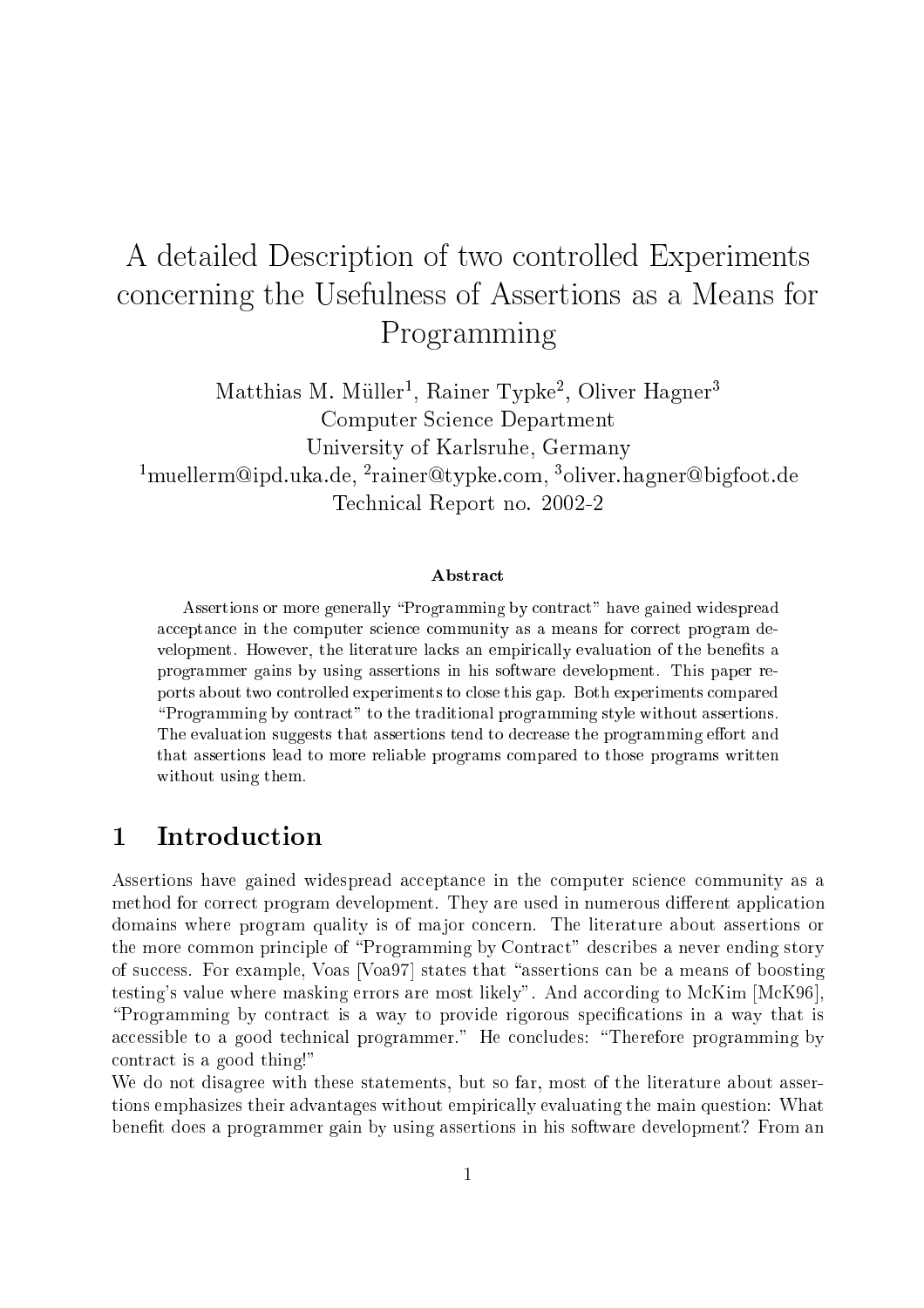# A detailed Description of two controlled Experiments concerning the Usefulness of Assertions as a Means for Programming

Matthias M. Müller[1], Rainer Typke[2], Oliver Hagner[3]
Computer Science Department
University of Karlsruhe, Germany
[1]muellerm@ipd.uka.de, [2]rainer@typke.com, [3]oliver.hagner@bigfoot.de
Technical Report no. 2002-2

**Abstract**

Assertions or more generally "Programming by contract" have gained widespread acceptance in the computer science community as a means for correct program development. However, the literature lacks an empirically evaluation of the benefits a programmer gains by using assertions in his software development. This paper reports about two controlled experiments to close this gap. Both experiments compared "Programming by contract" to the traditional programming style without assertions. The evaluation suggests that assertions tend to decrease the programming effort and that assertions lead to more reliable programs compared to those programs written without using them.

## 1 Introduction

Assertions have gained widespread acceptance in the computer science community as a method for correct program development. They are used in numerous different application domains where program quality is of major concern. The literature about assertions or the more common principle of "Programming by Contract" describes a never ending story of success. For example, Voas [Voa97] states that "assertions can be a means of boosting testing's value where masking errors are most likely". And according to McKim [McK96], "Programming by contract is a way to provide rigorous specifications in a way that is accessible to a good technical programmer." He concludes: "Therefore programming by contract is a good thing!"

We do not disagree with these statements, but so far, most of the literature about assertions emphasizes their advantages without empirically evaluating the main question: What benefit does a programmer gain by using assertions in his software development? From an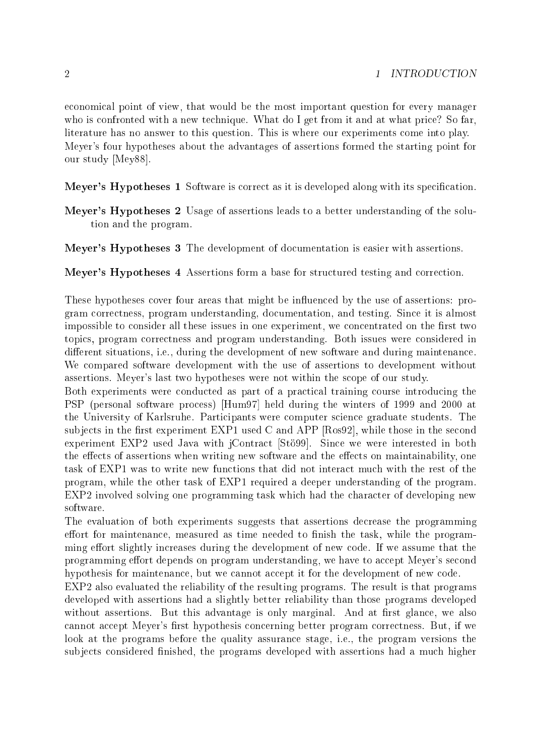economical point of view, that would be the most important question for every manager who is confronted with a new technique. What do I get from it and at what price? So far, literature has no answer to this question. This is where our experiments come into play. Meyer's four hypotheses about the advantages of assertions formed the starting point for our study [Mey88].

**Meyer's Hypotheses 1** Software is correct as it is developed along with its specification.

**Meyer's Hypotheses 2** Usage of assertions leads to a better understanding of the solution and the program.

**Meyer's Hypotheses 3** The development of documentation is easier with assertions.

**Meyer's Hypotheses 4** Assertions form a base for structured testing and correction.

These hypotheses cover four areas that might be influenced by the use of assertions: program correctness, program understanding, documentation, and testing. Since it is almost impossible to consider all these issues in one experiment, we concentrated on the first two topics, program correctness and program understanding. Both issues were considered in different situations, i.e., during the development of new software and during maintenance. We compared software development with the use of assertions to development without assertions. Meyer's last two hypotheses were not within the scope of our study.

Both experiments were conducted as part of a practical training course introducing the PSP (personal software process) [Hum97] held during the winters of 1999 and 2000 at the University of Karlsruhe. Participants were computer science graduate students. The subjects in the first experiment EXP1 used C and APP [Ros92], while those in the second experiment EXP2 used Java with jContract [Stö99]. Since we were interested in both the effects of assertions when writing new software and the effects on maintainability, one task of EXP1 was to write new functions that did not interact much with the rest of the program, while the other task of EXP1 required a deeper understanding of the program. EXP2 involved solving one programming task which had the character of developing new software.

The evaluation of both experiments suggests that assertions decrease the programming effort for maintenance, measured as time needed to finish the task, while the programming effort slightly increases during the development of new code. If we assume that the programming effort depends on program understanding, we have to accept Meyer's second hypothesis for maintenance, but we cannot accept it for the development of new code.

EXP2 also evaluated the reliability of the resulting programs. The result is that programs developed with assertions had a slightly better reliability than those programs developed without assertions. But this advantage is only marginal. And at first glance, we also cannot accept Meyer's first hypothesis concerning better program correctness. But, if we look at the programs before the quality assurance stage, i.e., the program versions the subjects considered finished, the programs developed with assertions had a much higher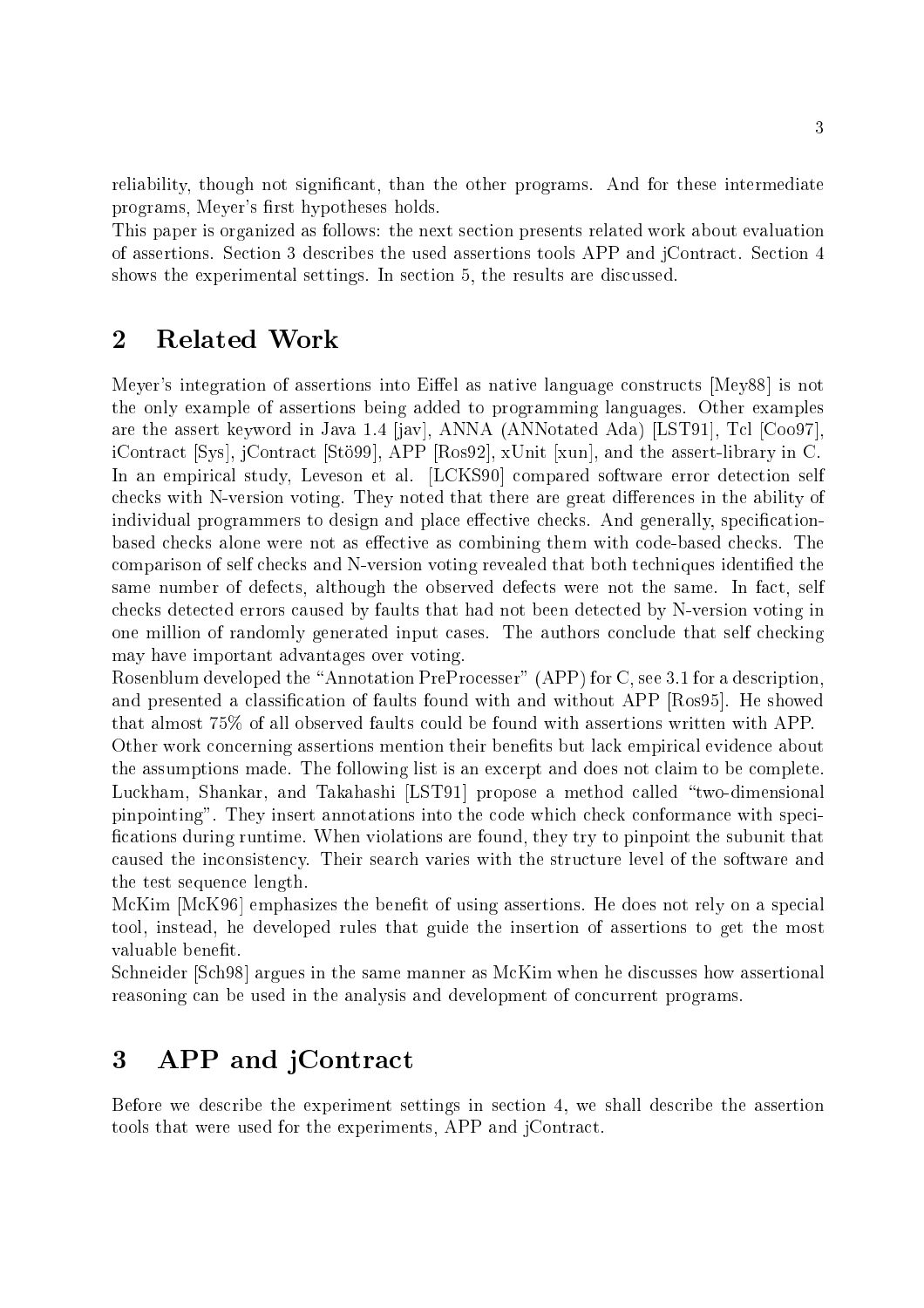reliability, though not significant, than the other programs. And for these intermediate programs, Meyer's first hypotheses holds.
This paper is organized as follows: the next section presents related work about evaluation of assertions. Section 3 describes the used assertions tools APP and jContract. Section 4 shows the experimental settings. In section 5, the results are discussed.

## 2 Related Work

Meyer's integration of assertions into Eiffel as native language constructs [Mey88] is not the only example of assertions being added to programming languages. Other examples are the assert keyword in Java 1.4 [jav], ANNA (ANNotated Ada) [LST91], Tcl [Coo97], iContract [Sys], jContract [Stö99], APP [Ros92], xUnit [xun], and the assert-library in C.
In an empirical study, Leveson et al. [LCKS90] compared software error detection self checks with N-version voting. They noted that there are great differences in the ability of individual programmers to design and place effective checks. And generally, specification-based checks alone were not as effective as combining them with code-based checks. The comparison of self checks and N-version voting revealed that both techniques identified the same number of defects, although the observed defects were not the same. In fact, self checks detected errors caused by faults that had not been detected by N-version voting in one million of randomly generated input cases. The authors conclude that self checking may have important advantages over voting.
Rosenblum developed the "Annotation PreProcesser" (APP) for C, see 3.1 for a description, and presented a classification of faults found with and without APP [Ros95]. He showed that almost 75% of all observed faults could be found with assertions written with APP.
Other work concerning assertions mention their benefits but lack empirical evidence about the assumptions made. The following list is an excerpt and does not claim to be complete.
Luckham, Shankar, and Takahashi [LST91] propose a method called "two-dimensional pinpointing". They insert annotations into the code which check conformance with specifications during runtime. When violations are found, they try to pinpoint the subunit that caused the inconsistency. Their search varies with the structure level of the software and the test sequence length.
McKim [McK96] emphasizes the benefit of using assertions. He does not rely on a special tool, instead, he developed rules that guide the insertion of assertions to get the most valuable benefit.
Schneider [Sch98] argues in the same manner as McKim when he discusses how assertional reasoning can be used in the analysis and development of concurrent programs.

## 3 APP and jContract

Before we describe the experiment settings in section 4, we shall describe the assertion tools that were used for the experiments, APP and jContract.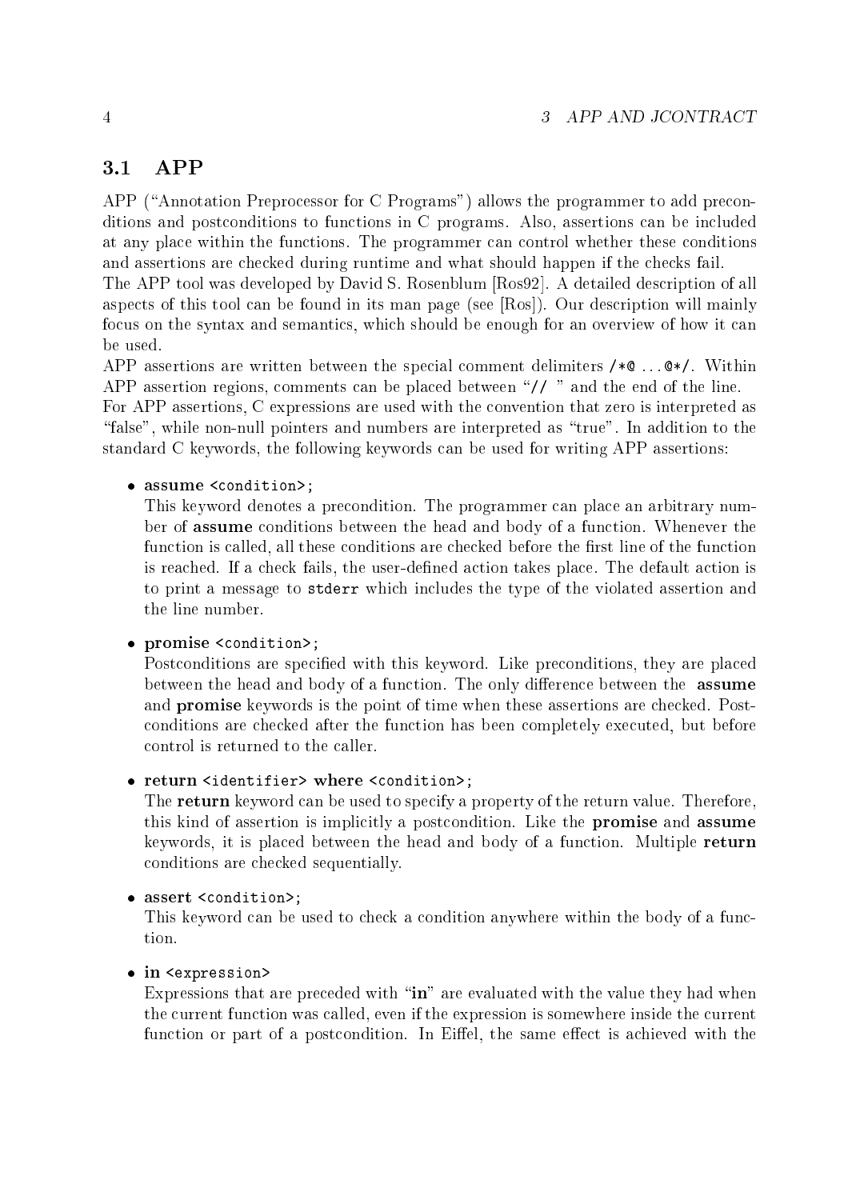## 3.1 APP

APP ("Annotation Preprocessor for C Programs") allows the programmer to add preconditions and postconditions to functions in C programs. Also, assertions can be included at any place within the functions. The programmer can control whether these conditions and assertions are checked during runtime and what should happen if the checks fail.

The APP tool was developed by David S. Rosenblum [Ros92]. A detailed description of all aspects of this tool can be found in its man page (see [Ros]). Our description will mainly focus on the syntax and semantics, which should be enough for an overview of how it can be used.

APP assertions are written between the special comment delimiters `/*@ ... @*/`. Within APP assertion regions, comments can be placed between "`// `" and the end of the line.

For APP assertions, C expressions are used with the convention that zero is interpreted as "false", while non-null pointers and numbers are interpreted as "true". In addition to the standard C keywords, the following keywords can be used for writing APP assertions:

- **assume** `<condition>;`
  This keyword denotes a precondition. The programmer can place an arbitrary number of **assume** conditions between the head and body of a function. Whenever the function is called, all these conditions are checked before the first line of the function is reached. If a check fails, the user-defined action takes place. The default action is to print a message to `stderr` which includes the type of the violated assertion and the line number.

- **promise** `<condition>;`
  Postconditions are specified with this keyword. Like preconditions, they are placed between the head and body of a function. The only difference between the **assume** and **promise** keywords is the point of time when these assertions are checked. Postconditions are checked after the function has been completely executed, but before control is returned to the caller.

- **return** `<identifier>` **where** `<condition>;`
  The **return** keyword can be used to specify a property of the return value. Therefore, this kind of assertion is implicitly a postcondition. Like the **promise** and **assume** keywords, it is placed between the head and body of a function. Multiple **return** conditions are checked sequentially.

- **assert** `<condition>;`
  This keyword can be used to check a condition anywhere within the body of a function.

- **in** `<expression>`
  Expressions that are preceded with "**in**" are evaluated with the value they had when the current function was called, even if the expression is somewhere inside the current function or part of a postcondition. In Eiffel, the same effect is achieved with the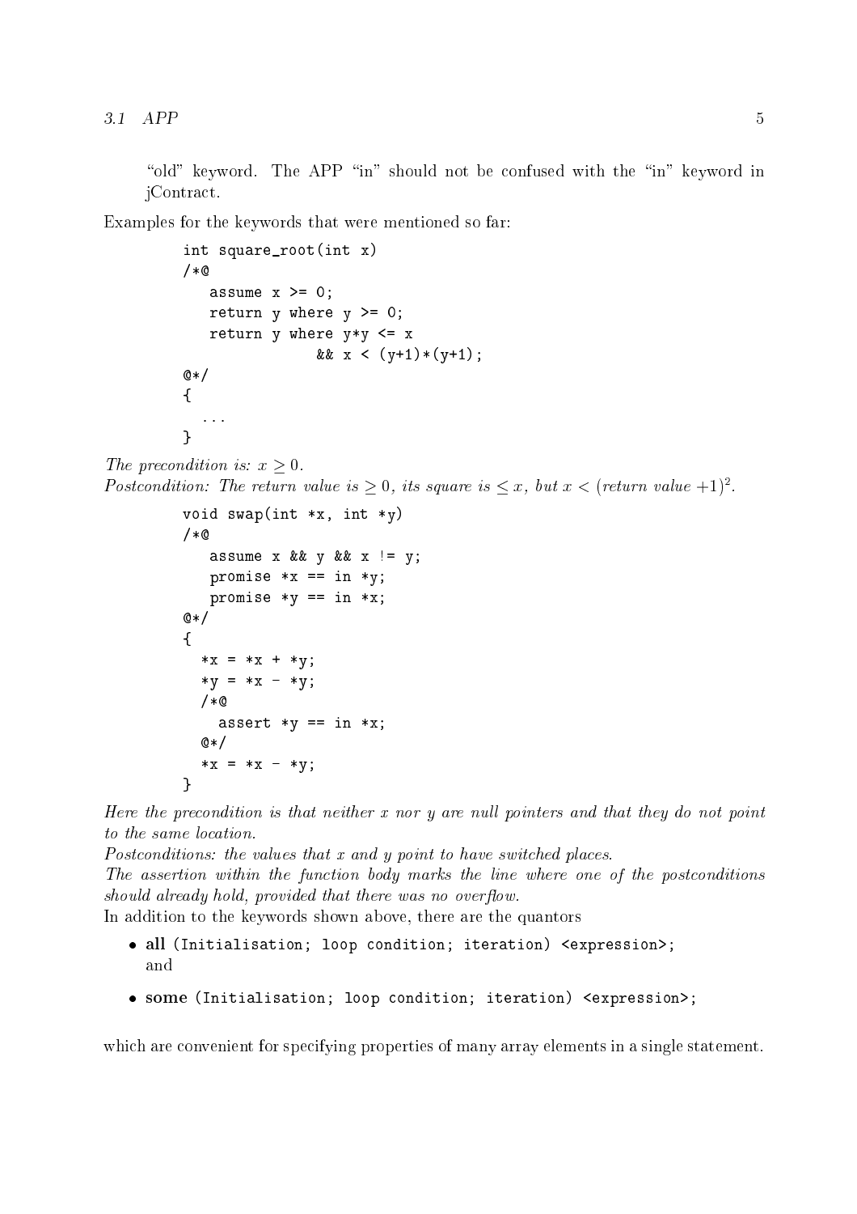"old" keyword. The APP "in" should not be confused with the "in" keyword in jContract.

Examples for the keywords that were mentioned so far:

```
int square_root(int x)
/*@
   assume x >= 0;
   return y where y >= 0;
   return y where y*y <= x
               && x < (y+1)*(y+1);
@*/
{
  ...
}
```

*The precondition is:* $x \geq 0$.
*Postcondition: The return value is* $\geq 0$*, its square is* $\leq x$*, but* $x <$ *(return value* $+1)^2$.

```
void swap(int *x, int *y)
/*@
   assume x && y && x != y;
   promise *x == in *y;
   promise *y == in *x;
@*/
{
  *x = *x + *y;
  *y = *x - *y;
  /*@
    assert *y == in *x;
  @*/
  *x = *x - *y;
}
```

*Here the precondition is that neither x nor y are null pointers and that they do not point to the same location.*
*Postconditions: the values that x and y point to have switched places.*
*The assertion within the function body marks the line where one of the postconditions should already hold, provided that there was no overflow.*
In addition to the keywords shown above, there are the quantors

- **all** `(Initialisation; loop condition; iteration) <expression>;` and
- **some** `(Initialisation; loop condition; iteration) <expression>;`

which are convenient for specifying properties of many array elements in a single statement.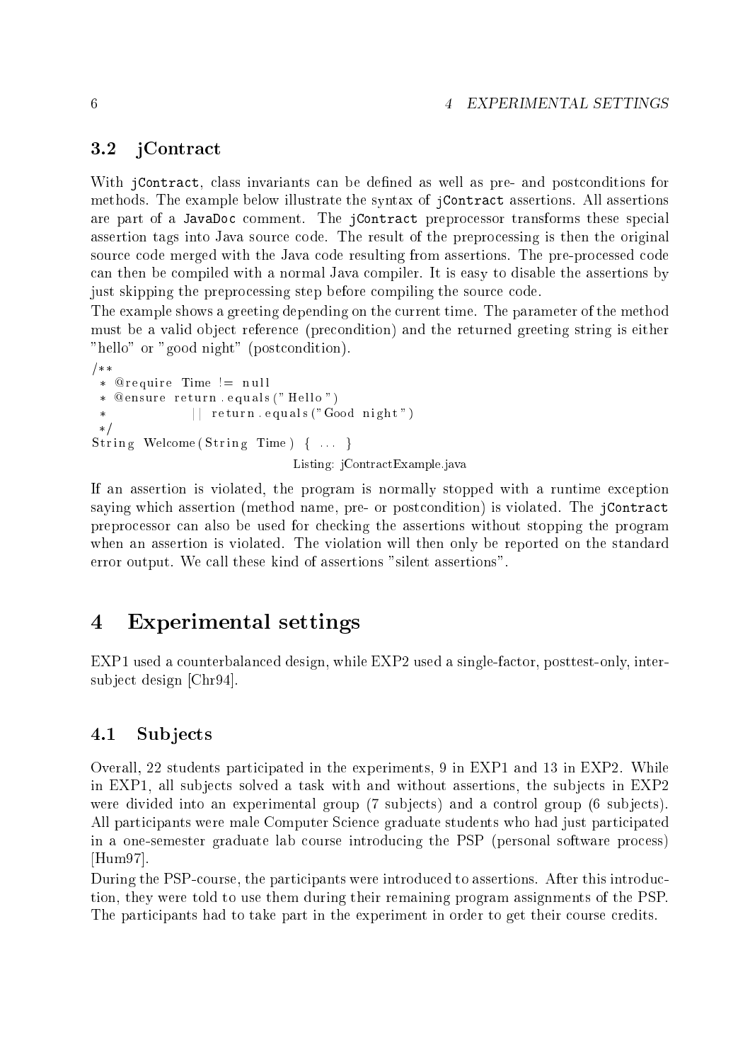### 3.2 jContract

With `jContract`, class invariants can be defined as well as pre- and postconditions for methods. The example below illustrate the syntax of `jContract` assertions. All assertions are part of a `JavaDoc` comment. The `jContract` preprocessor transforms these special assertion tags into Java source code. The result of the preprocessing is then the original source code merged with the Java code resulting from assertions. The pre-processed code can then be compiled with a normal Java compiler. It is easy to disable the assertions by just skipping the preprocessing step before compiling the source code.

The example shows a greeting depending on the current time. The parameter of the method must be a valid object reference (precondition) and the returned greeting string is either "hello" or "good night" (postcondition).

```
/**
 * @require Time != null
 * @ensure return.equals("Hello")
 *             || return.equals("Good night")
 */
String Welcome(String Time) { ... }
```

Listing: jContractExample.java

If an assertion is violated, the program is normally stopped with a runtime exception saying which assertion (method name, pre- or postcondition) is violated. The `jContract` preprocessor can also be used for checking the assertions without stopping the program when an assertion is violated. The violation will then only be reported on the standard error output. We call these kind of assertions "silent assertions".

# 4 Experimental settings

EXP1 used a counterbalanced design, while EXP2 used a single-factor, posttest-only, inter-subject design [Chr94].

## 4.1 Subjects

Overall, 22 students participated in the experiments, 9 in EXP1 and 13 in EXP2. While in EXP1, all subjects solved a task with and without assertions, the subjects in EXP2 were divided into an experimental group (7 subjects) and a control group (6 subjects). All participants were male Computer Science graduate students who had just participated in a one-semester graduate lab course introducing the PSP (personal software process) [Hum97].

During the PSP-course, the participants were introduced to assertions. After this introduction, they were told to use them during their remaining program assignments of the PSP. The participants had to take part in the experiment in order to get their course credits.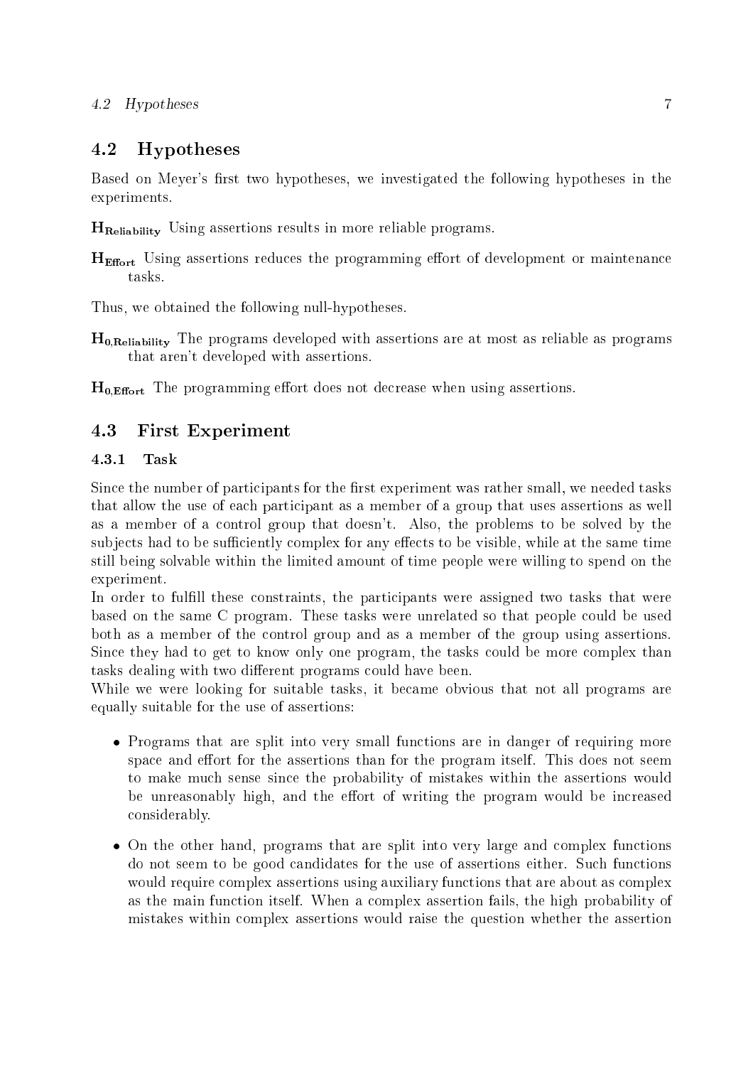## 4.2 Hypotheses

Based on Meyer's first two hypotheses, we investigated the following hypotheses in the experiments.

$\mathbf{H}_{\mathbf{Reliability}}$ Using assertions results in more reliable programs.

$\mathbf{H}_{\mathbf{Effort}}$ Using assertions reduces the programming effort of development or maintenance tasks.

Thus, we obtained the following null-hypotheses.

$\mathbf{H}_{\mathbf{0,Reliability}}$ The programs developed with assertions are at most as reliable as programs that aren't developed with assertions.

$\mathbf{H}_{\mathbf{0,Effort}}$ The programming effort does not decrease when using assertions.

## 4.3 First Experiment

### 4.3.1 Task

Since the number of participants for the first experiment was rather small, we needed tasks that allow the use of each participant as a member of a group that uses assertions as well as a member of a control group that doesn't. Also, the problems to be solved by the subjects had to be sufficiently complex for any effects to be visible, while at the same time still being solvable within the limited amount of time people were willing to spend on the experiment.

In order to fulfill these constraints, the participants were assigned two tasks that were based on the same C program. These tasks were unrelated so that people could be used both as a member of the control group and as a member of the group using assertions. Since they had to get to know only one program, the tasks could be more complex than tasks dealing with two different programs could have been.

While we were looking for suitable tasks, it became obvious that not all programs are equally suitable for the use of assertions:

- Programs that are split into very small functions are in danger of requiring more space and effort for the assertions than for the program itself. This does not seem to make much sense since the probability of mistakes within the assertions would be unreasonably high, and the effort of writing the program would be increased considerably.
- On the other hand, programs that are split into very large and complex functions do not seem to be good candidates for the use of assertions either. Such functions would require complex assertions using auxiliary functions that are about as complex as the main function itself. When a complex assertion fails, the high probability of mistakes within complex assertions would raise the question whether the assertion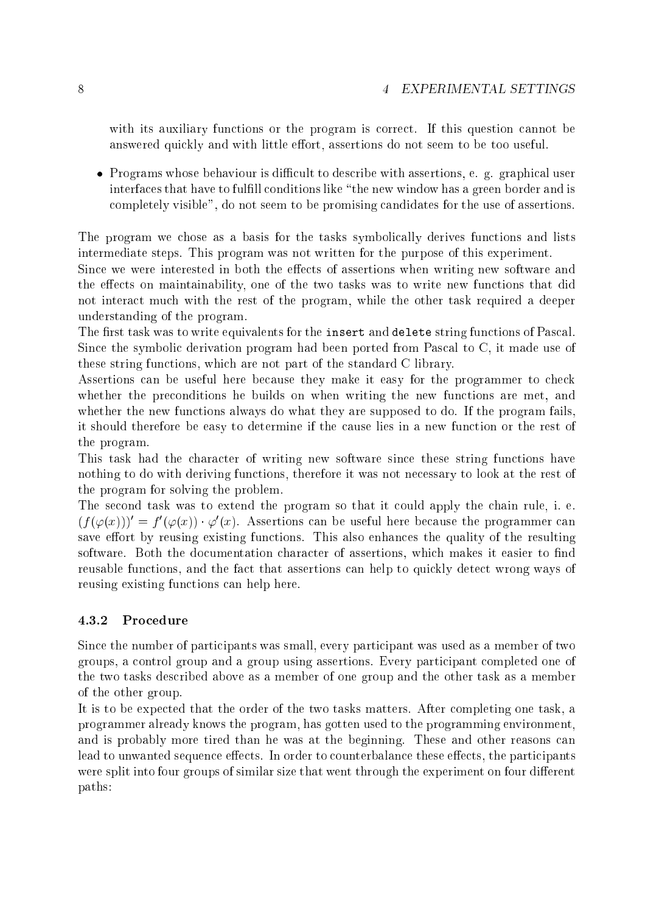with its auxiliary functions or the program is correct. If this question cannot be answered quickly and with little effort, assertions do not seem to be too useful.

- Programs whose behaviour is difficult to describe with assertions, e. g. graphical user interfaces that have to fulfill conditions like "the new window has a green border and is completely visible", do not seem to be promising candidates for the use of assertions.

The program we chose as a basis for the tasks symbolically derives functions and lists intermediate steps. This program was not written for the purpose of this experiment.

Since we were interested in both the effects of assertions when writing new software and the effects on maintainability, one of the two tasks was to write new functions that did not interact much with the rest of the program, while the other task required a deeper understanding of the program.

The first task was to write equivalents for the `insert` and `delete` string functions of Pascal. Since the symbolic derivation program had been ported from Pascal to C, it made use of these string functions, which are not part of the standard C library.

Assertions can be useful here because they make it easy for the programmer to check whether the preconditions he builds on when writing the new functions are met, and whether the new functions always do what they are supposed to do. If the program fails, it should therefore be easy to determine if the cause lies in a new function or the rest of the program.

This task had the character of writing new software since these string functions have nothing to do with deriving functions, therefore it was not necessary to look at the rest of the program for solving the problem.

The second task was to extend the program so that it could apply the chain rule, i. e. $(f(\varphi(x)))' = f'(\varphi(x)) \cdot \varphi'(x)$. Assertions can be useful here because the programmer can save effort by reusing existing functions. This also enhances the quality of the resulting software. Both the documentation character of assertions, which makes it easier to find reusable functions, and the fact that assertions can help to quickly detect wrong ways of reusing existing functions can help here.

### 4.3.2 Procedure

Since the number of participants was small, every participant was used as a member of two groups, a control group and a group using assertions. Every participant completed one of the two tasks described above as a member of one group and the other task as a member of the other group.

It is to be expected that the order of the two tasks matters. After completing one task, a programmer already knows the program, has gotten used to the programming environment, and is probably more tired than he was at the beginning. These and other reasons can lead to unwanted sequence effects. In order to counterbalance these effects, the participants were split into four groups of similar size that went through the experiment on four different paths: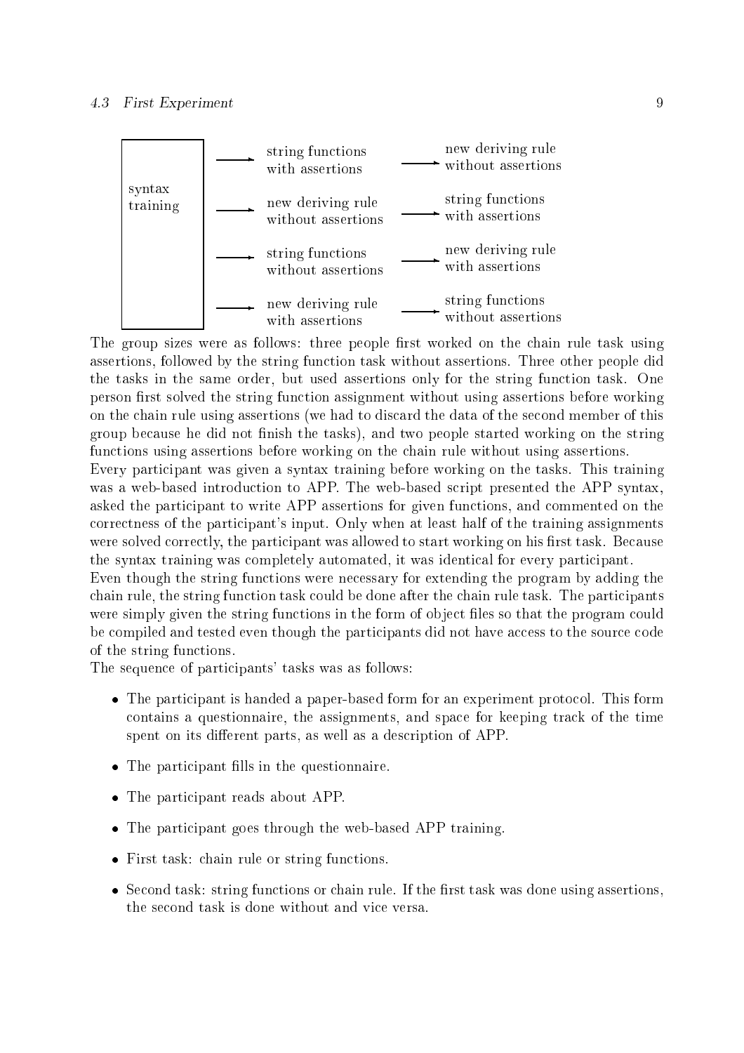| syntax training | First task | Second task |
| --- | --- | --- |
| | string functions with assertions | new deriving rule without assertions |
| | new deriving rule without assertions | string functions with assertions |
| | string functions without assertions | new deriving rule with assertions |
| | new deriving rule with assertions | string functions without assertions |

The group sizes were as follows: three people first worked on the chain rule task using assertions, followed by the string function task without assertions. Three other people did the tasks in the same order, but used assertions only for the string function task. One person first solved the string function assignment without using assertions before working on the chain rule using assertions (we had to discard the data of the second member of this group because he did not finish the tasks), and two people started working on the string functions using assertions before working on the chain rule without using assertions.

Every participant was given a syntax training before working on the tasks. This training was a web-based introduction to APP. The web-based script presented the APP syntax, asked the participant to write APP assertions for given functions, and commented on the correctness of the participant's input. Only when at least half of the training assignments were solved correctly, the participant was allowed to start working on his first task. Because the syntax training was completely automated, it was identical for every participant.

Even though the string functions were necessary for extending the program by adding the chain rule, the string function task could be done after the chain rule task. The participants were simply given the string functions in the form of object files so that the program could be compiled and tested even though the participants did not have access to the source code of the string functions.

The sequence of participants' tasks was as follows:

- The participant is handed a paper-based form for an experiment protocol. This form contains a questionnaire, the assignments, and space for keeping track of the time spent on its different parts, as well as a description of APP.
- The participant fills in the questionnaire.
- The participant reads about APP.
- The participant goes through the web-based APP training.
- First task: chain rule or string functions.
- Second task: string functions or chain rule. If the first task was done using assertions, the second task is done without and vice versa.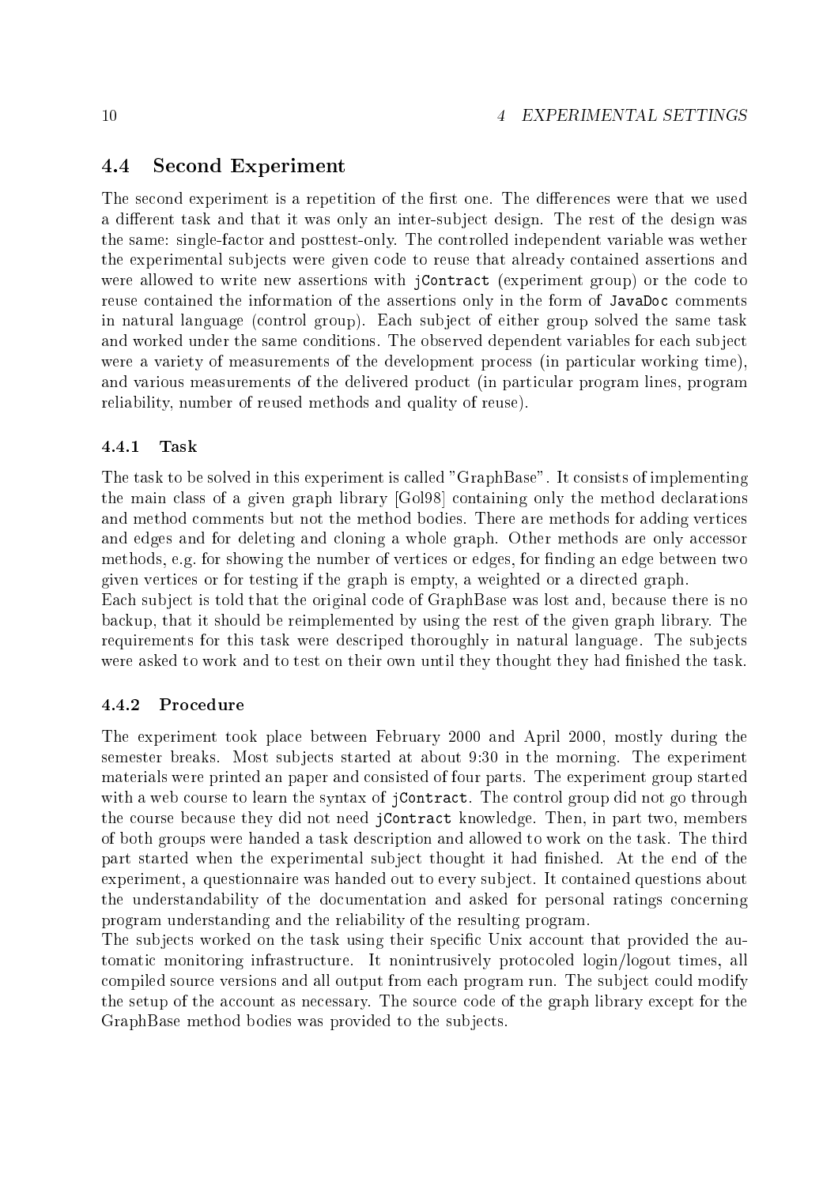## 4.4 Second Experiment

The second experiment is a repetition of the first one. The differences were that we used a different task and that it was only an inter-subject design. The rest of the design was the same: single-factor and posttest-only. The controlled independent variable was wether the experimental subjects were given code to reuse that already contained assertions and were allowed to write new assertions with `jContract` (experiment group) or the code to reuse contained the information of the assertions only in the form of `JavaDoc` comments in natural language (control group). Each subject of either group solved the same task and worked under the same conditions. The observed dependent variables for each subject were a variety of measurements of the development process (in particular working time), and various measurements of the delivered product (in particular program lines, program reliability, number of reused methods and quality of reuse).

### 4.4.1 Task

The task to be solved in this experiment is called "GraphBase". It consists of implementing the main class of a given graph library [Gol98] containing only the method declarations and method comments but not the method bodies. There are methods for adding vertices and edges and for deleting and cloning a whole graph. Other methods are only accessor methods, e.g. for showing the number of vertices or edges, for finding an edge between two given vertices or for testing if the graph is empty, a weighted or a directed graph.

Each subject is told that the original code of GraphBase was lost and, because there is no backup, that it should be reimplemented by using the rest of the given graph library. The requirements for this task were descriped thoroughly in natural language. The subjects were asked to work and to test on their own until they thought they had finished the task.

### 4.4.2 Procedure

The experiment took place between February 2000 and April 2000, mostly during the semester breaks. Most subjects started at about 9:30 in the morning. The experiment materials were printed an paper and consisted of four parts. The experiment group started with a web course to learn the syntax of `jContract`. The control group did not go through the course because they did not need `jContract` knowledge. Then, in part two, members of both groups were handed a task description and allowed to work on the task. The third part started when the experimental subject thought it had finished. At the end of the experiment, a questionnaire was handed out to every subject. It contained questions about the understandability of the documentation and asked for personal ratings concerning program understanding and the reliability of the resulting program.

The subjects worked on the task using their specific Unix account that provided the automatic monitoring infrastructure. It nonintrusively protocoled login/logout times, all compiled source versions and all output from each program run. The subject could modify the setup of the account as necessary. The source code of the graph library except for the GraphBase method bodies was provided to the subjects.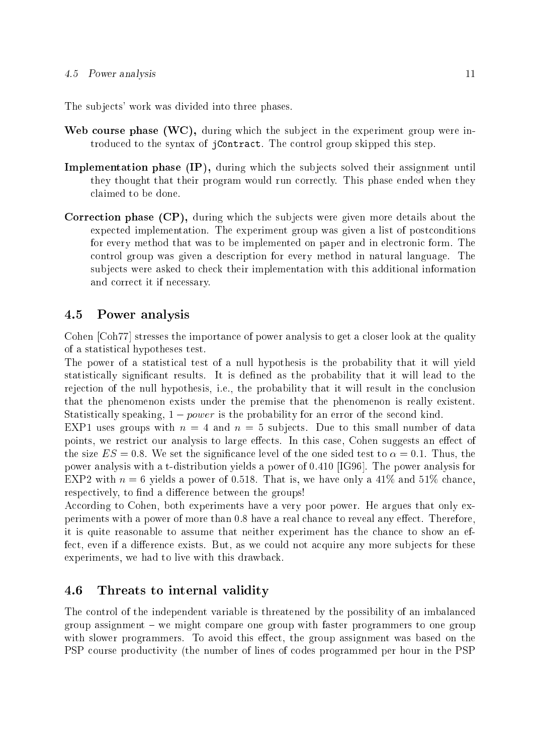The subjects' work was divided into three phases.

**Web course phase (WC),** during which the subject in the experiment group were introduced to the syntax of `jContract`. The control group skipped this step.

**Implementation phase (IP),** during which the subjects solved their assignment until they thought that their program would run correctly. This phase ended when they claimed to be done.

**Correction phase (CP),** during which the subjects were given more details about the expected implementation. The experiment group was given a list of postconditions for every method that was to be implemented on paper and in electronic form. The control group was given a description for every method in natural language. The subjects were asked to check their implementation with this additional information and correct it if necessary.

## 4.5 Power analysis

Cohen [Coh77] stresses the importance of power analysis to get a closer look at the quality of a statistical hypotheses test.

The power of a statistical test of a null hypothesis is the probability that it will yield statistically significant results. It is defined as the probability that it will lead to the rejection of the null hypothesis, i.e., the probability that it will result in the conclusion that the phenomenon exists under the premise that the phenomenon is really existent. Statistically speaking, $1 - power$ is the probability for an error of the second kind.

EXP1 uses groups with $n = 4$ and $n = 5$ subjects. Due to this small number of data points, we restrict our analysis to large effects. In this case, Cohen suggests an effect of the size $ES = 0.8$. We set the significance level of the one sided test to $\alpha = 0.1$. Thus, the power analysis with a t-distribution yields a power of 0.410 [IG96]. The power analysis for EXP2 with $n = 6$ yields a power of 0.518. That is, we have only a 41% and 51% chance, respectively, to find a difference between the groups!

According to Cohen, both experiments have a very poor power. He argues that only experiments with a power of more than 0.8 have a real chance to reveal any effect. Therefore, it is quite reasonable to assume that neither experiment has the chance to show an effect, even if a difference exists. But, as we could not acquire any more subjects for these experiments, we had to live with this drawback.

## 4.6 Threats to internal validity

The control of the independent variable is threatened by the possibility of an imbalanced group assignment – we might compare one group with faster programmers to one group with slower programmers. To avoid this effect, the group assignment was based on the PSP course productivity (the number of lines of codes programmed per hour in the PSP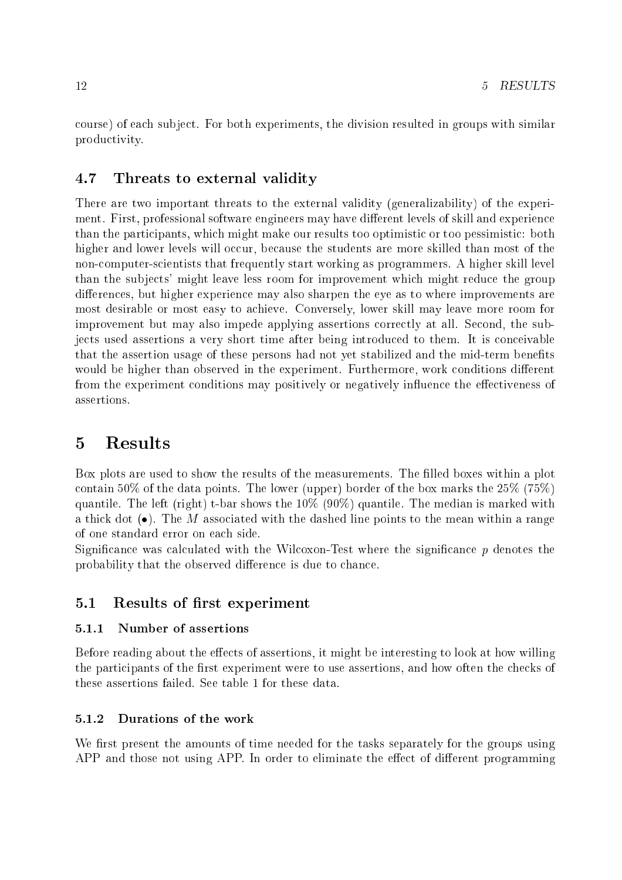course) of each subject. For both experiments, the division resulted in groups with similar productivity.

### 4.7 Threats to external validity

There are two important threats to the external validity (generalizability) of the experiment. First, professional software engineers may have different levels of skill and experience than the participants, which might make our results too optimistic or too pessimistic: both higher and lower levels will occur, because the students are more skilled than most of the non-computer-scientists that frequently start working as programmers. A higher skill level than the subjects' might leave less room for improvement which might reduce the group differences, but higher experience may also sharpen the eye as to where improvements are most desirable or most easy to achieve. Conversely, lower skill may leave more room for improvement but may also impede applying assertions correctly at all. Second, the subjects used assertions a very short time after being introduced to them. It is conceivable that the assertion usage of these persons had not yet stabilized and the mid-term benefits would be higher than observed in the experiment. Furthermore, work conditions different from the experiment conditions may positively or negatively influence the effectiveness of assertions.

## 5 Results

Box plots are used to show the results of the measurements. The filled boxes within a plot contain 50% of the data points. The lower (upper) border of the box marks the 25% (75%) quantile. The left (right) t-bar shows the 10% (90%) quantile. The median is marked with a thick dot (•). The $M$ associated with the dashed line points to the mean within a range of one standard error on each side.

Significance was calculated with the Wilcoxon-Test where the significance $p$ denotes the probability that the observed difference is due to chance.

### 5.1 Results of first experiment

#### 5.1.1 Number of assertions

Before reading about the effects of assertions, it might be interesting to look at how willing the participants of the first experiment were to use assertions, and how often the checks of these assertions failed. See table 1 for these data.

#### 5.1.2 Durations of the work

We first present the amounts of time needed for the tasks separately for the groups using APP and those not using APP. In order to eliminate the effect of different programming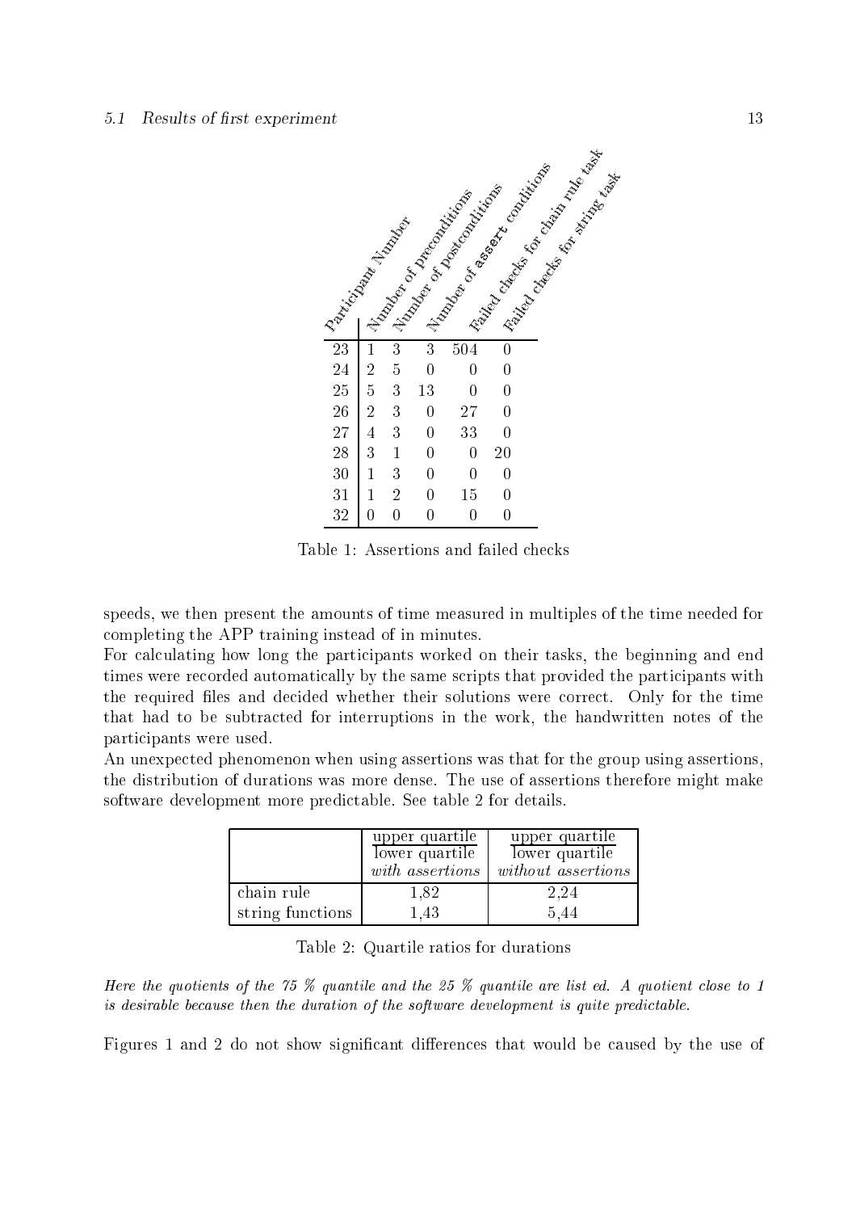| Participant Number | Number of preconditions | Number of postconditions | Number of assert conditions | Failed checks for chain rule task | Failed checks for string task |
|---|---|---|---|---|---|
| 23 | 1 | 3 | 3 | 504 | 0 |
| 24 | 2 | 5 | 0 | 0 | 0 |
| 25 | 5 | 3 | 13 | 0 | 0 |
| 26 | 2 | 3 | 0 | 27 | 0 |
| 27 | 4 | 3 | 0 | 33 | 0 |
| 28 | 3 | 1 | 0 | 0 | 20 |
| 30 | 1 | 3 | 0 | 0 | 0 |
| 31 | 1 | 2 | 0 | 15 | 0 |
| 32 | 0 | 0 | 0 | 0 | 0 |

Table 1: Assertions and failed checks

speeds, we then present the amounts of time measured in multiples of the time needed for completing the APP training instead of in minutes.

For calculating how long the participants worked on their tasks, the beginning and end times were recorded automatically by the same scripts that provided the participants with the required files and decided whether their solutions were correct. Only for the time that had to be subtracted for interruptions in the work, the handwritten notes of the participants were used.

An unexpected phenomenon when using assertions was that for the group using assertions, the distribution of durations was more dense. The use of assertions therefore might make software development more predictable. See table 2 for details.

| | $\frac{\text{upper quartile}}{\text{lower quartile}}$ *with assertions* | $\frac{\text{upper quartile}}{\text{lower quartile}}$ *without assertions* |
|---|---|---|
| chain rule | 1,82 | 2,24 |
| string functions | 1,43 | 5,44 |

Table 2: Quartile ratios for durations

*Here the quotients of the 75 % quantile and the 25 % quantile are list ed. A quotient close to 1 is desirable because then the duration of the software development is quite predictable.*

Figures 1 and 2 do not show significant differences that would be caused by the use of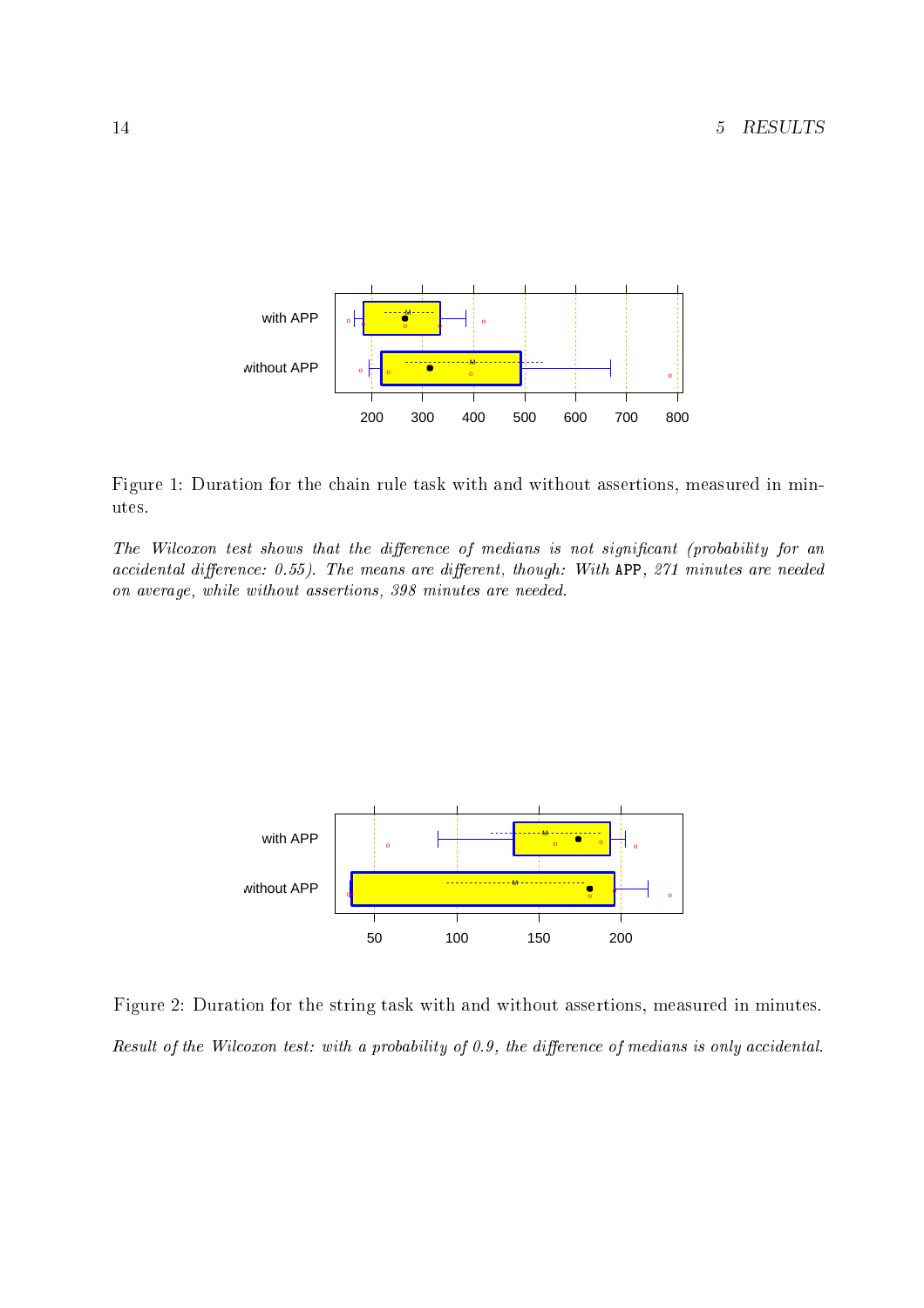Figure 1: Duration for the chain rule task with and without assertions, measured in minutes.

*The Wilcoxon test shows that the difference of medians is not significant (probability for an accidental difference: 0.55). The means are different, though: With* `APP`*, 271 minutes are needed on average, while without assertions, 398 minutes are needed.*

Figure 2: Duration for the string task with and without assertions, measured in minutes.

*Result of the Wilcoxon test: with a probability of 0.9, the difference of medians is only accidental.*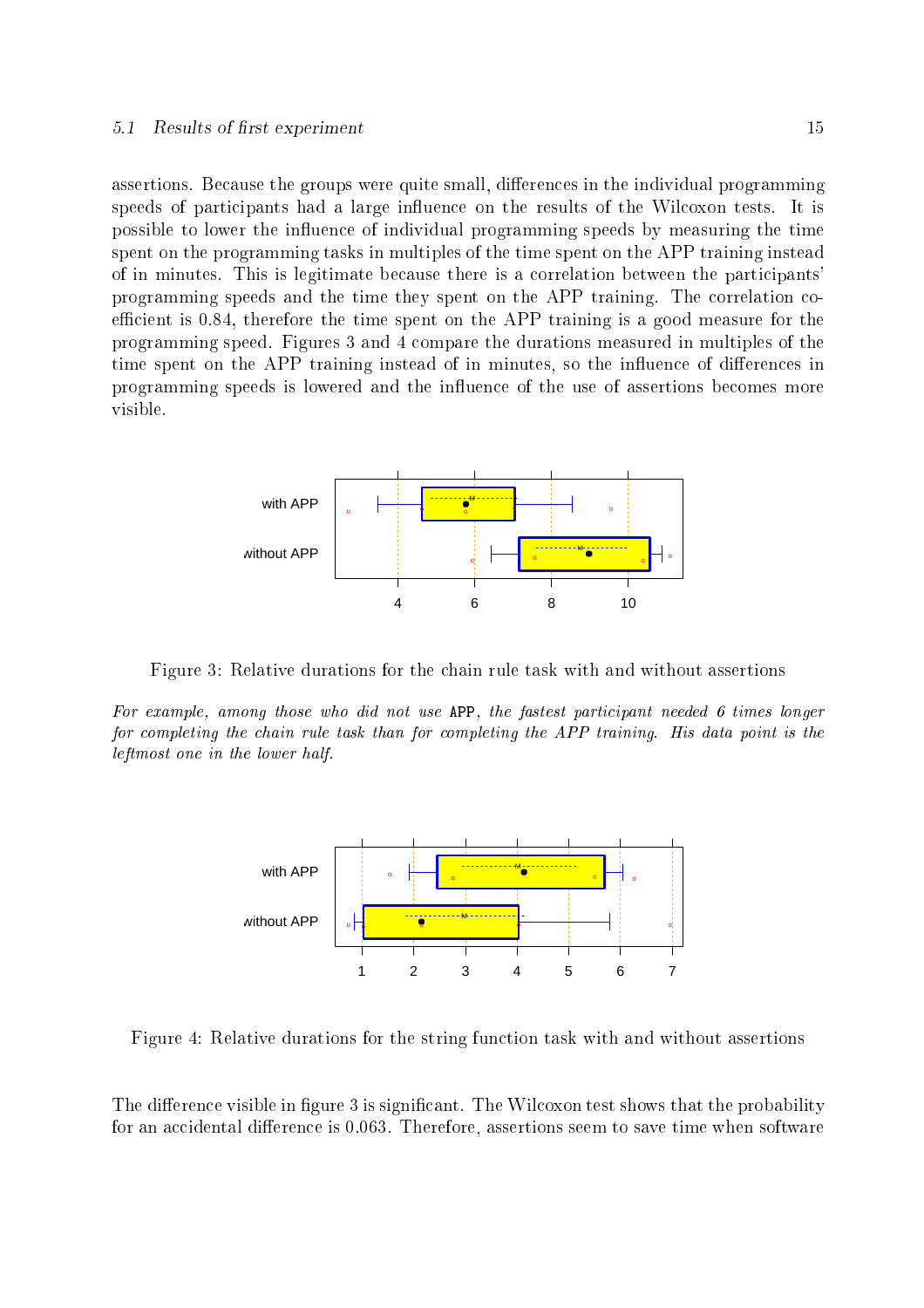assertions. Because the groups were quite small, differences in the individual programming speeds of participants had a large influence on the results of the Wilcoxon tests. It is possible to lower the influence of individual programming speeds by measuring the time spent on the programming tasks in multiples of the time spent on the APP training instead of in minutes. This is legitimate because there is a correlation between the participants' programming speeds and the time they spent on the APP training. The correlation coefficient is 0.84, therefore the time spent on the APP training is a good measure for the programming speed. Figures 3 and 4 compare the durations measured in multiples of the time spent on the APP training instead of in minutes, so the influence of differences in programming speeds is lowered and the influence of the use of assertions becomes more visible.

Figure 3: Relative durations for the chain rule task with and without assertions

*For example, among those who did not use* `APP`*, the fastest participant needed 6 times longer for completing the chain rule task than for completing the APP training. His data point is the leftmost one in the lower half.*

Figure 4: Relative durations for the string function task with and without assertions

The difference visible in figure 3 is significant. The Wilcoxon test shows that the probability for an accidental difference is 0.063. Therefore, assertions seem to save time when software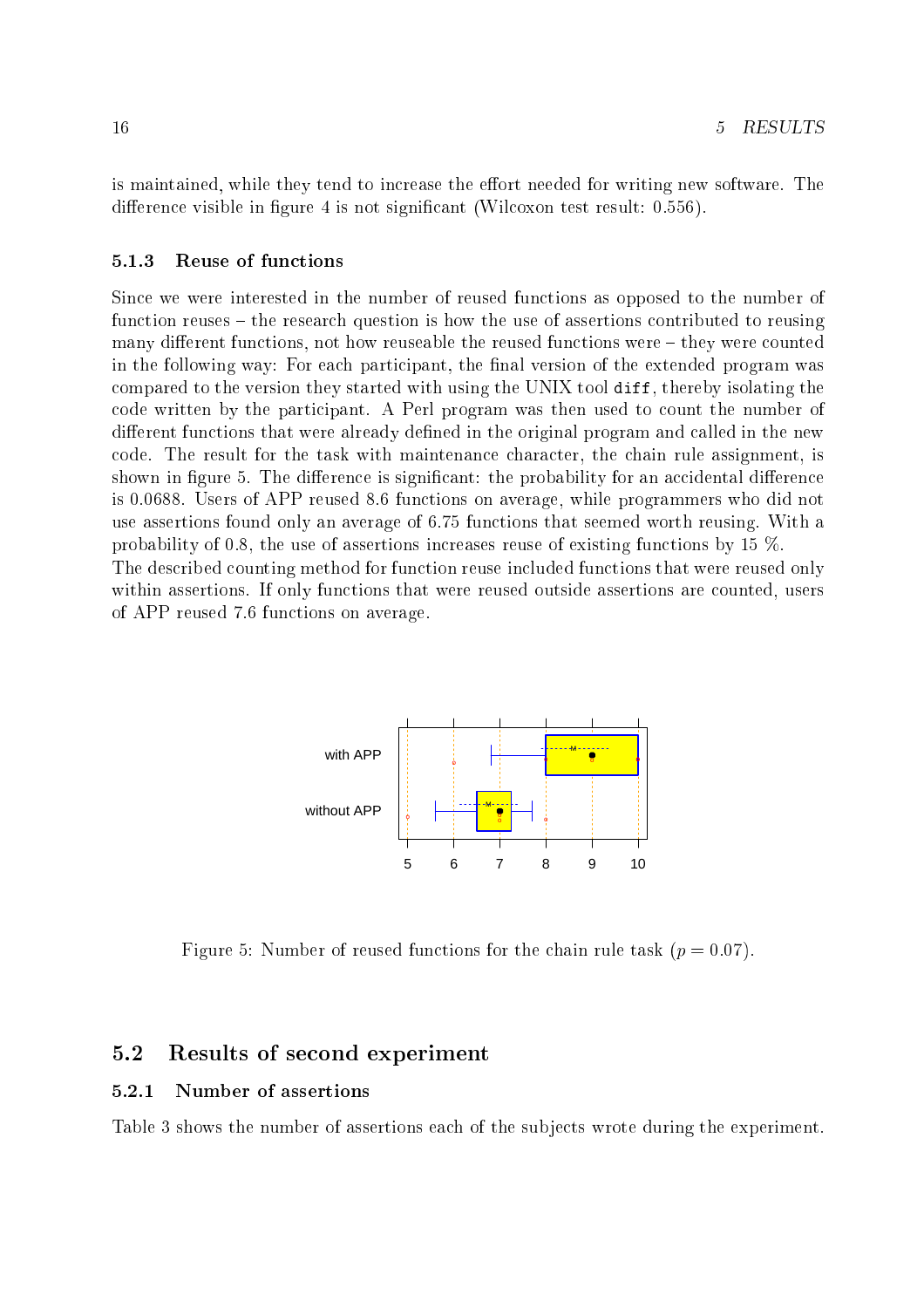is maintained, while they tend to increase the effort needed for writing new software. The difference visible in figure 4 is not significant (Wilcoxon test result: 0.556).

### 5.1.3 Reuse of functions

Since we were interested in the number of reused functions as opposed to the number of function reuses – the research question is how the use of assertions contributed to reusing many different functions, not how reuseable the reused functions were – they were counted in the following way: For each participant, the final version of the extended program was compared to the version they started with using the UNIX tool `diff`, thereby isolating the code written by the participant. A Perl program was then used to count the number of different functions that were already defined in the original program and called in the new code. The result for the task with maintenance character, the chain rule assignment, is shown in figure 5. The difference is significant: the probability for an accidental difference is 0.0688. Users of APP reused 8.6 functions on average, while programmers who did not use assertions found only an average of 6.75 functions that seemed worth reusing. With a probability of 0.8, the use of assertions increases reuse of existing functions by 15 %.

The described counting method for function reuse included functions that were reused only within assertions. If only functions that were reused outside assertions are counted, users of APP reused 7.6 functions on average.

Figure 5: Number of reused functions for the chain rule task ($p = 0.07$).

## 5.2 Results of second experiment

### 5.2.1 Number of assertions

Table 3 shows the number of assertions each of the subjects wrote during the experiment.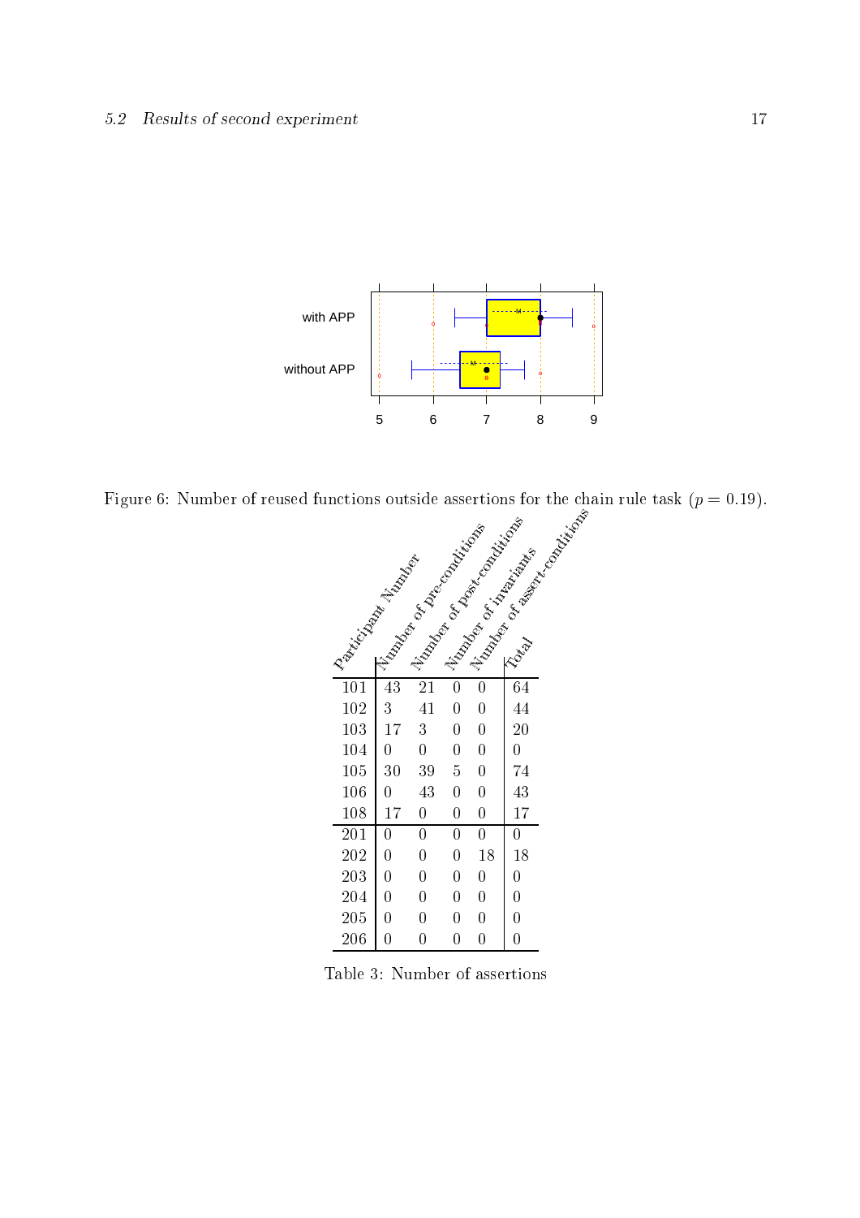Figure 6: Number of reused functions outside assertions for the chain rule task ($p = 0.19$).

| Participant Number | Number of pre-conditions | Number of post-conditions | Number of invariants | Number of assert-conditions | Total |
|---|---|---|---|---|---|
| 101 | 43 | 21 | 0 | 0 | 64 |
| 102 | 3 | 41 | 0 | 0 | 44 |
| 103 | 17 | 3 | 0 | 0 | 20 |
| 104 | 0 | 0 | 0 | 0 | 0 |
| 105 | 30 | 39 | 5 | 0 | 74 |
| 106 | 0 | 43 | 0 | 0 | 43 |
| 108 | 17 | 0 | 0 | 0 | 17 |
| 201 | 0 | 0 | 0 | 0 | 0 |
| 202 | 0 | 0 | 0 | 18 | 18 |
| 203 | 0 | 0 | 0 | 0 | 0 |
| 204 | 0 | 0 | 0 | 0 | 0 |
| 205 | 0 | 0 | 0 | 0 | 0 |
| 206 | 0 | 0 | 0 | 0 | 0 |

Table 3: Number of assertions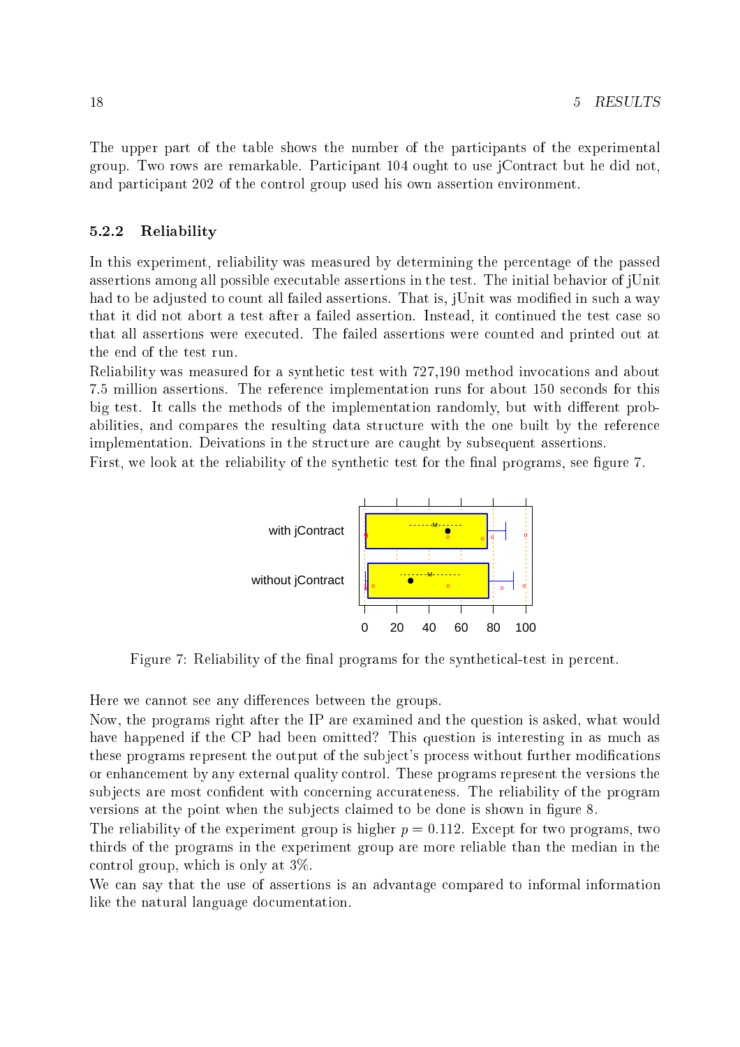The upper part of the table shows the number of the participants of the experimental group. Two rows are remarkable. Participant 104 ought to use jContract but he did not, and participant 202 of the control group used his own assertion environment.

### 5.2.2 Reliability

In this experiment, reliability was measured by determining the percentage of the passed assertions among all possible executable assertions in the test. The initial behavior of jUnit had to be adjusted to count all failed assertions. That is, jUnit was modified in such a way that it did not abort a test after a failed assertion. Instead, it continued the test case so that all assertions were executed. The failed assertions were counted and printed out at the end of the test run.

Reliability was measured for a synthetic test with 727,190 method invocations and about 7.5 million assertions. The reference implementation runs for about 150 seconds for this big test. It calls the methods of the implementation randomly, but with different probabilities, and compares the resulting data structure with the one built by the reference implementation. Deivations in the structure are caught by subsequent assertions.

First, we look at the reliability of the synthetic test for the final programs, see figure 7.

Figure 7: Reliability of the final programs for the synthetical-test in percent.

Here we cannot see any differences between the groups.

Now, the programs right after the IP are examined and the question is asked, what would have happened if the CP had been omitted? This question is interesting in as much as these programs represent the output of the subject's process without further modifications or enhancement by any external quality control. These programs represent the versions the subjects are most confident with concerning accurateness. The reliability of the program versions at the point when the subjects claimed to be done is shown in figure 8.

The reliability of the experiment group is higher $p = 0.112$. Except for two programs, two thirds of the programs in the experiment group are more reliable than the median in the control group, which is only at 3%.

We can say that the use of assertions is an advantage compared to informal information like the natural language documentation.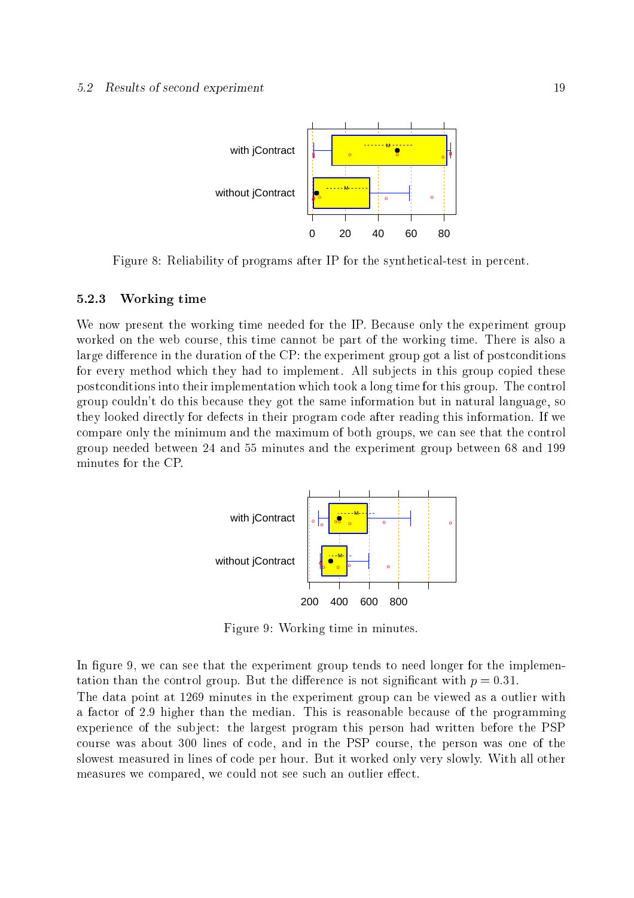Figure 8: Reliability of programs after IP for the synthetical-test in percent.

### 5.2.3 Working time

We now present the working time needed for the IP. Because only the experiment group worked on the web course, this time cannot be part of the working time. There is also a large difference in the duration of the CP: the experiment group got a list of postconditions for every method which they had to implement. All subjects in this group copied these postconditions into their implementation which took a long time for this group. The control group couldn't do this because they got the same information but in natural language, so they looked directly for defects in their program code after reading this information. If we compare only the minimum and the maximum of both groups, we can see that the control group needed between 24 and 55 minutes and the experiment group between 68 and 199 minutes for the CP.

Figure 9: Working time in minutes.

In figure 9, we can see that the experiment group tends to need longer for the implementation than the control group. But the difference is not significant with $p = 0.31$.

The data point at 1269 minutes in the experiment group can be viewed as a outlier with a factor of 2.9 higher than the median. This is reasonable because of the programming experience of the subject: the largest program this person had written before the PSP course was about 300 lines of code, and in the PSP course, the person was one of the slowest measured in lines of code per hour. But it worked only very slowly. With all other measures we compared, we could not see such an outlier effect.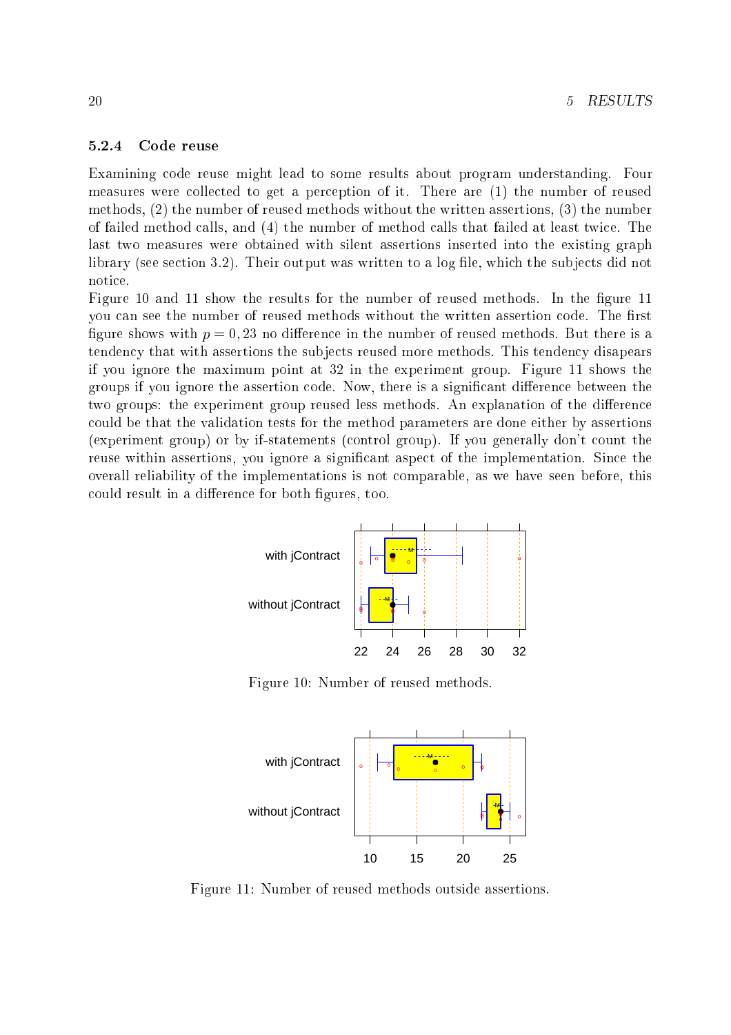### 5.2.4 Code reuse

Examining code reuse might lead to some results about program understanding. Four measures were collected to get a perception of it. There are (1) the number of reused methods, (2) the number of reused methods without the written assertions, (3) the number of failed method calls, and (4) the number of method calls that failed at least twice. The last two measures were obtained with silent assertions inserted into the existing graph library (see section 3.2). Their output was written to a log file, which the subjects did not notice.

Figure 10 and 11 show the results for the number of reused methods. In the figure 11 you can see the number of reused methods without the written assertion code. The first figure shows with $p = 0,23$ no difference in the number of reused methods. But there is a tendency that with assertions the subjects reused more methods. This tendency disapears if you ignore the maximum point at 32 in the experiment group. Figure 11 shows the groups if you ignore the assertion code. Now, there is a significant difference between the two groups: the experiment group reused less methods. An explanation of the difference could be that the validation tests for the method parameters are done either by assertions (experiment group) or by if-statements (control group). If you generally don't count the reuse within assertions, you ignore a significant aspect of the implementation. Since the overall reliability of the implementations is not comparable, as we have seen before, this could result in a difference for both figures, too.

Figure 10: Number of reused methods.

Figure 11: Number of reused methods outside assertions.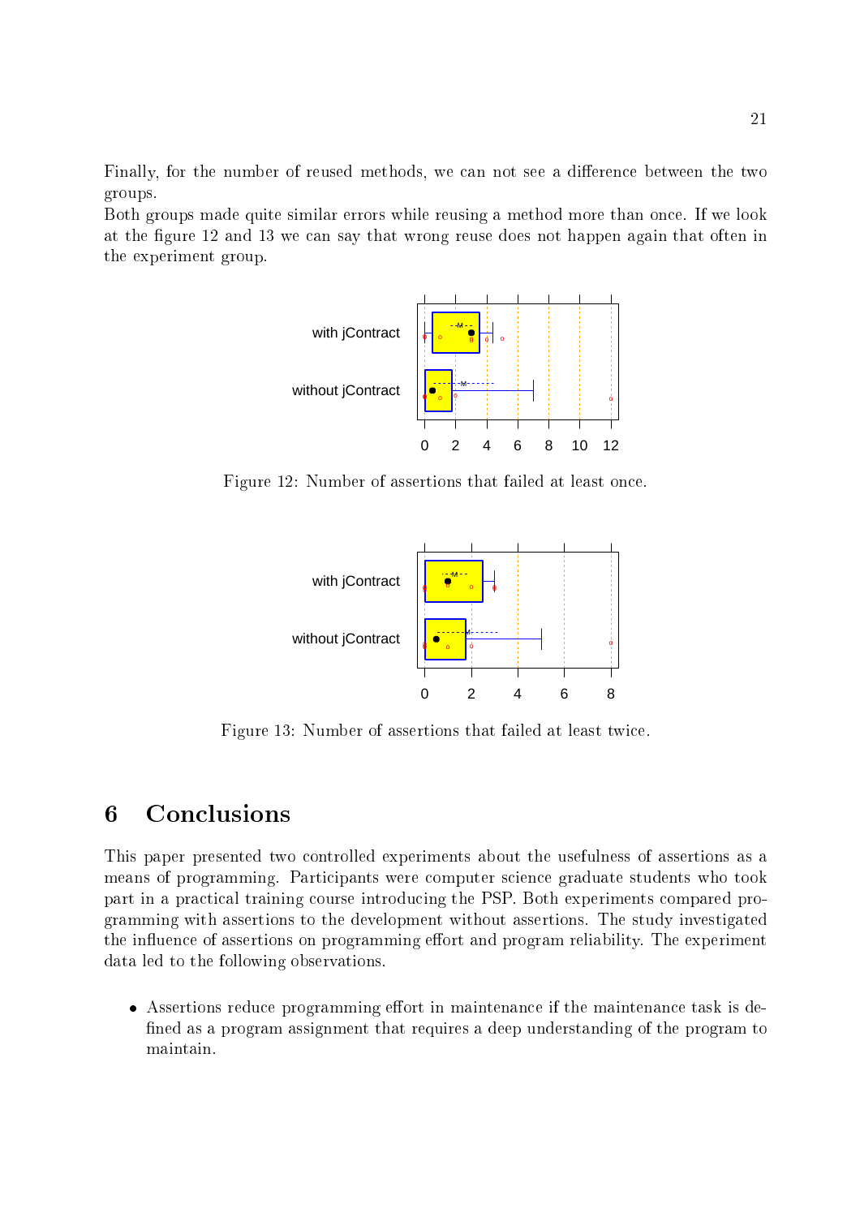Finally, for the number of reused methods, we can not see a difference between the two groups.
Both groups made quite similar errors while reusing a method more than once. If we look at the figure 12 and 13 we can say that wrong reuse does not happen again that often in the experiment group.

Figure 12: Number of assertions that failed at least once.

Figure 13: Number of assertions that failed at least twice.

# 6 Conclusions

This paper presented two controlled experiments about the usefulness of assertions as a means of programming. Participants were computer science graduate students who took part in a practical training course introducing the PSP. Both experiments compared programming with assertions to the development without assertions. The study investigated the influence of assertions on programming effort and program reliability. The experiment data led to the following observations.

- Assertions reduce programming effort in maintenance if the maintenance task is defined as a program assignment that requires a deep understanding of the program to maintain.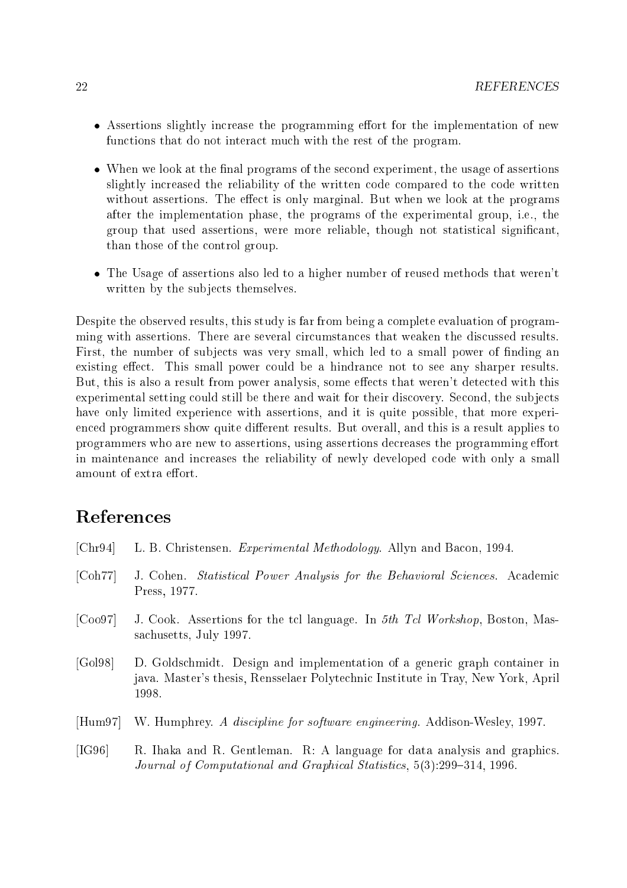- Assertions slightly increase the programming effort for the implementation of new functions that do not interact much with the rest of the program.
- When we look at the final programs of the second experiment, the usage of assertions slightly increased the reliability of the written code compared to the code written without assertions. The effect is only marginal. But when we look at the programs after the implementation phase, the programs of the experimental group, i.e., the group that used assertions, were more reliable, though not statistical significant, than those of the control group.
- The Usage of assertions also led to a higher number of reused methods that weren't written by the subjects themselves.

Despite the observed results, this study is far from being a complete evaluation of programming with assertions. There are several circumstances that weaken the discussed results. First, the number of subjects was very small, which led to a small power of finding an existing effect. This small power could be a hindrance not to see any sharper results. But, this is also a result from power analysis, some effects that weren't detected with this experimental setting could still be there and wait for their discovery. Second, the subjects have only limited experience with assertions, and it is quite possible, that more experienced programmers show quite different results. But overall, and this is a result applies to programmers who are new to assertions, using assertions decreases the programming effort in maintenance and increases the reliability of newly developed code with only a small amount of extra effort.

# References

[Chr94] L. B. Christensen. *Experimental Methodology*. Allyn and Bacon, 1994.

[Coh77] J. Cohen. *Statistical Power Analysis for the Behavioral Sciences*. Academic Press, 1977.

[Coo97] J. Cook. Assertions for the tcl language. In *5th Tcl Workshop*, Boston, Massachusetts, July 1997.

[Gol98] D. Goldschmidt. Design and implementation of a generic graph container in java. Master's thesis, Rensselaer Polytechnic Institute in Tray, New York, April 1998.

[Hum97] W. Humphrey. *A discipline for software engineering*. Addison-Wesley, 1997.

[IG96] R. Ihaka and R. Gentleman. R: A language for data analysis and graphics. *Journal of Computational and Graphical Statistics*, 5(3):299–314, 1996.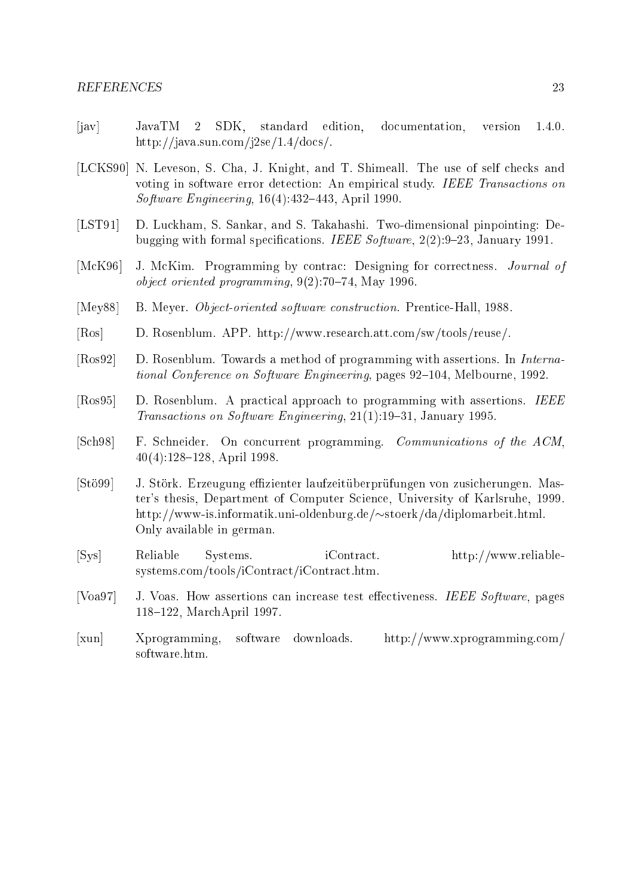[jav] JavaTM 2 SDK, standard edition, documentation, version 1.4.0. http://java.sun.com/j2se/1.4/docs/.

[LCKS90] N. Leveson, S. Cha, J. Knight, and T. Shimeall. The use of self checks and voting in software error detection: An empirical study. *IEEE Transactions on Software Engineering*, 16(4):432–443, April 1990.

[LST91] D. Luckham, S. Sankar, and S. Takahashi. Two-dimensional pinpointing: Debugging with formal specifications. *IEEE Software*, 2(2):9–23, January 1991.

[McK96] J. McKim. Programming by contrac: Designing for correctness. *Journal of object oriented programming*, 9(2):70–74, May 1996.

[Mey88] B. Meyer. *Object-oriented software construction*. Prentice-Hall, 1988.

[Ros] D. Rosenblum. APP. http://www.research.att.com/sw/tools/reuse/.

[Ros92] D. Rosenblum. Towards a method of programming with assertions. In *International Conference on Software Engineering*, pages 92–104, Melbourne, 1992.

[Ros95] D. Rosenblum. A practical approach to programming with assertions. *IEEE Transactions on Software Engineering*, 21(1):19–31, January 1995.

[Sch98] F. Schneider. On concurrent programming. *Communications of the ACM*, 40(4):128–128, April 1998.

[Stö99] J. Störk. Erzeugung effizienter laufzeitüberprüfungen von zusicherungen. Master's thesis, Department of Computer Science, University of Karlsruhe, 1999. http://www-is.informatik.uni-oldenburg.de/~stoerk/da/diplomarbeit.html. Only available in german.

[Sys] Reliable Systems. iContract. http://www.reliable-systems.com/tools/iContract/iContract.htm.

[Voa97] J. Voas. How assertions can increase test effectiveness. *IEEE Software*, pages 118–122, MarchApril 1997.

[xun] Xprogramming, software downloads. http://www.xprogramming.com/software.htm.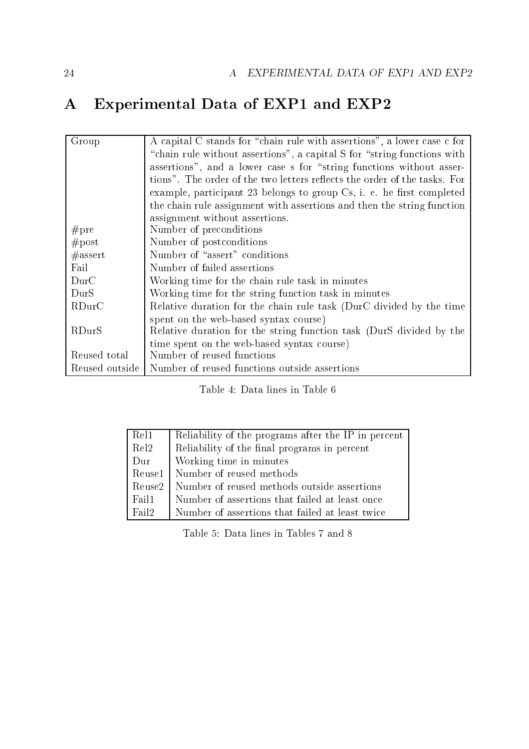# A Experimental Data of EXP1 and EXP2

| | |
|---|---|
| Group | A capital C stands for "chain rule with assertions", a lower case c for "chain rule without assertions", a capital S for "string functions with assertions", and a lower case s for "string functions without assertions". The order of the two letters reflects the order of the tasks. For example, participant 23 belongs to group Cs, i. e. he first completed the chain rule assignment with assertions and then the string function assignment without assertions. |
| #pre | Number of preconditions |
| #post | Number of postconditions |
| #assert | Number of "assert" conditions |
| Fail | Number of failed assertions |
| DurC | Working time for the chain rule task in minutes |
| DurS | Working time for the string function task in minutes |
| RDurC | Relative duration for the chain rule task (DurC divided by the time spent on the web-based syntax course) |
| RDurS | Relative duration for the string function task (DurS divided by the time spent on the web-based syntax course) |
| Reused total | Number of reused functions |
| Reused outside | Number of reused functions outside assertions |

Table 4: Data lines in Table 6

| | |
|---|---|
| Rel1 | Reliability of the programs after the IP in percent |
| Rel2 | Reliability of the final programs in percent |
| Dur | Working time in minutes |
| Reuse1 | Number of reused methods |
| Reuse2 | Number of reused methods outside assertions |
| Fail1 | Number of assertions that failed at least once |
| Fail2 | Number of assertions that failed at least twice |

Table 5: Data lines in Tables 7 and 8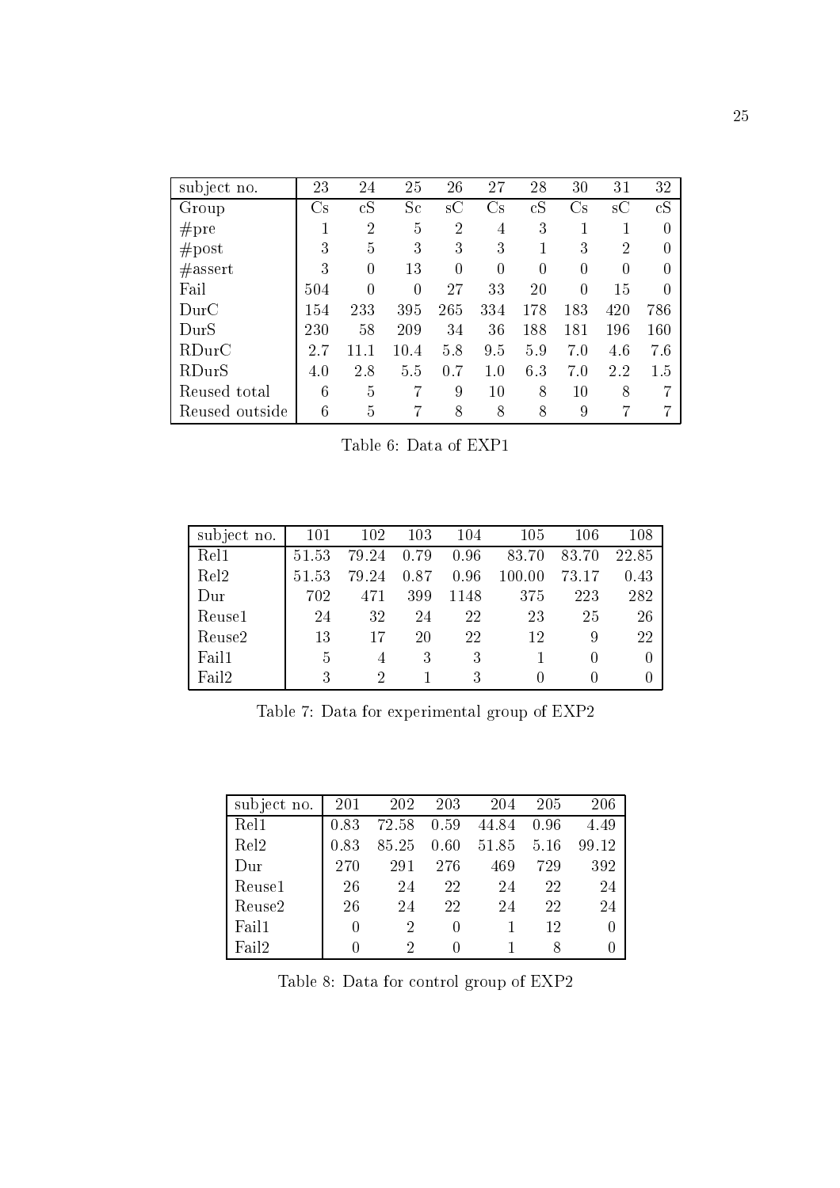| subject no. | 23 | 24 | 25 | 26 | 27 | 28 | 30 | 31 | 32 |
|---|---|---|---|---|---|---|---|---|---|
| Group | Cs | cS | Sc | sC | Cs | cS | Cs | sC | cS |
| #pre | 1 | 2 | 5 | 2 | 4 | 3 | 1 | 1 | 0 |
| #post | 3 | 5 | 3 | 3 | 3 | 1 | 3 | 2 | 0 |
| #assert | 3 | 0 | 13 | 0 | 0 | 0 | 0 | 0 | 0 |
| Fail | 504 | 0 | 0 | 27 | 33 | 20 | 0 | 15 | 0 |
| DurC | 154 | 233 | 395 | 265 | 334 | 178 | 183 | 420 | 786 |
| DurS | 230 | 58 | 209 | 34 | 36 | 188 | 181 | 196 | 160 |
| RDurC | 2.7 | 11.1 | 10.4 | 5.8 | 9.5 | 5.9 | 7.0 | 4.6 | 7.6 |
| RDurS | 4.0 | 2.8 | 5.5 | 0.7 | 1.0 | 6.3 | 7.0 | 2.2 | 1.5 |
| Reused total | 6 | 5 | 7 | 9 | 10 | 8 | 10 | 8 | 7 |
| Reused outside | 6 | 5 | 7 | 8 | 8 | 8 | 9 | 7 | 7 |

Table 6: Data of EXP1

| subject no. | 101 | 102 | 103 | 104 | 105 | 106 | 108 |
|---|---|---|---|---|---|---|---|
| Rel1 | 51.53 | 79.24 | 0.79 | 0.96 | 83.70 | 83.70 | 22.85 |
| Rel2 | 51.53 | 79.24 | 0.87 | 0.96 | 100.00 | 73.17 | 0.43 |
| Dur | 702 | 471 | 399 | 1148 | 375 | 223 | 282 |
| Reuse1 | 24 | 32 | 24 | 22 | 23 | 25 | 26 |
| Reuse2 | 13 | 17 | 20 | 22 | 12 | 9 | 22 |
| Fail1 | 5 | 4 | 3 | 3 | 1 | 0 | 0 |
| Fail2 | 3 | 2 | 1 | 3 | 0 | 0 | 0 |

Table 7: Data for experimental group of EXP2

| subject no. | 201 | 202 | 203 | 204 | 205 | 206 |
|---|---|---|---|---|---|---|
| Rel1 | 0.83 | 72.58 | 0.59 | 44.84 | 0.96 | 4.49 |
| Rel2 | 0.83 | 85.25 | 0.60 | 51.85 | 5.16 | 99.12 |
| Dur | 270 | 291 | 276 | 469 | 729 | 392 |
| Reuse1 | 26 | 24 | 22 | 24 | 22 | 24 |
| Reuse2 | 26 | 24 | 22 | 24 | 22 | 24 |
| Fail1 | 0 | 2 | 0 | 1 | 12 | 0 |
| Fail2 | 0 | 2 | 0 | 1 | 8 | 0 |

Table 8: Data for control group of EXP2